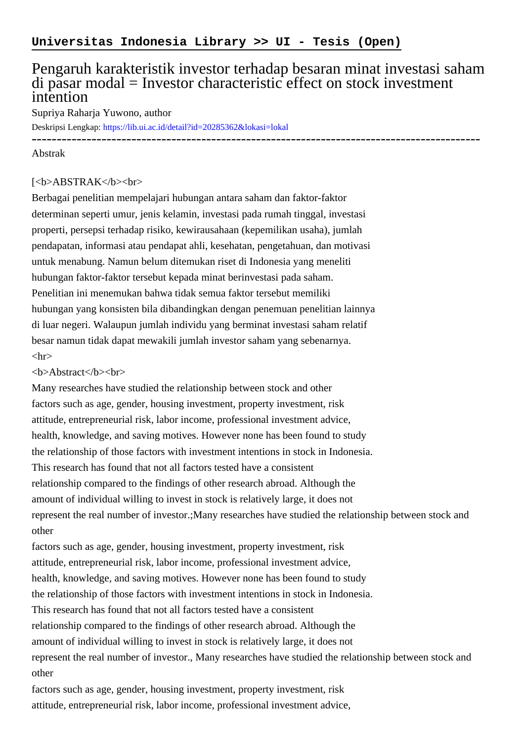**Universitas Indonesia Library >> UI - Tesis (Open)**

# Pengaruh karakteristik investor terhadap besaran minat investasi saham di pasar modal = Investor characteristic effect on stock investment intention

Supriya Raharja Yuwono, author

Deskripsi Lengkap: https://lib.ui.ac.id/detail?id=20285362&lokasi=lokal

------------------------------------------------------------------------------------------

Abstrak

[<b>ABSTRAK</b><br>

Berbagai penelitian mempelajari hubungan antara saham dan faktor-faktor determinan seperti umur, jenis kelamin, investasi pada rumah tinggal, investasi properti, persepsi terhadap risiko, kewirausahaan (kepemilikan usaha), jumlah pendapatan, informasi atau pendapat ahli, kesehatan, pengetahuan, dan motivasi untuk menabung. Namun belum ditemukan riset di Indonesia yang meneliti hubungan faktor-faktor tersebut kepada minat berinvestasi pada saham. Penelitian ini menemukan bahwa tidak semua faktor tersebut memiliki hubungan yang konsisten bila dibandingkan dengan penemuan penelitian lainnya di luar negeri. Walaupun jumlah individu yang berminat investasi saham relatif besar namun tidak dapat mewakili jumlah investor saham yang sebenarnya.

<hr>

<b>Abstract</b><br>

Many researches have studied the relationship between stock and other factors such as age, gender, housing investment, property investment, risk attitude, entrepreneurial risk, labor income, professional investment advice, health, knowledge, and saving motives. However none has been found to study the relationship of those factors with investment intentions in stock in Indonesia. This research has found that not all factors tested have a consistent relationship compared to the findings of other research abroad. Although the amount of individual willing to invest in stock is relatively large, it does not represent the real number of investor.;Many researches have studied the relationship between stock and other

factors such as age, gender, housing investment, property investment, risk attitude, entrepreneurial risk, labor income, professional investment advice, health, knowledge, and saving motives. However none has been found to study the relationship of those factors with investment intentions in stock in Indonesia. This research has found that not all factors tested have a consistent relationship compared to the findings of other research abroad. Although the amount of individual willing to invest in stock is relatively large, it does not represent the real number of investor., Many researches have studied the relationship between stock and other

factors such as age, gender, housing investment, property investment, risk attitude, entrepreneurial risk, labor income, professional investment advice,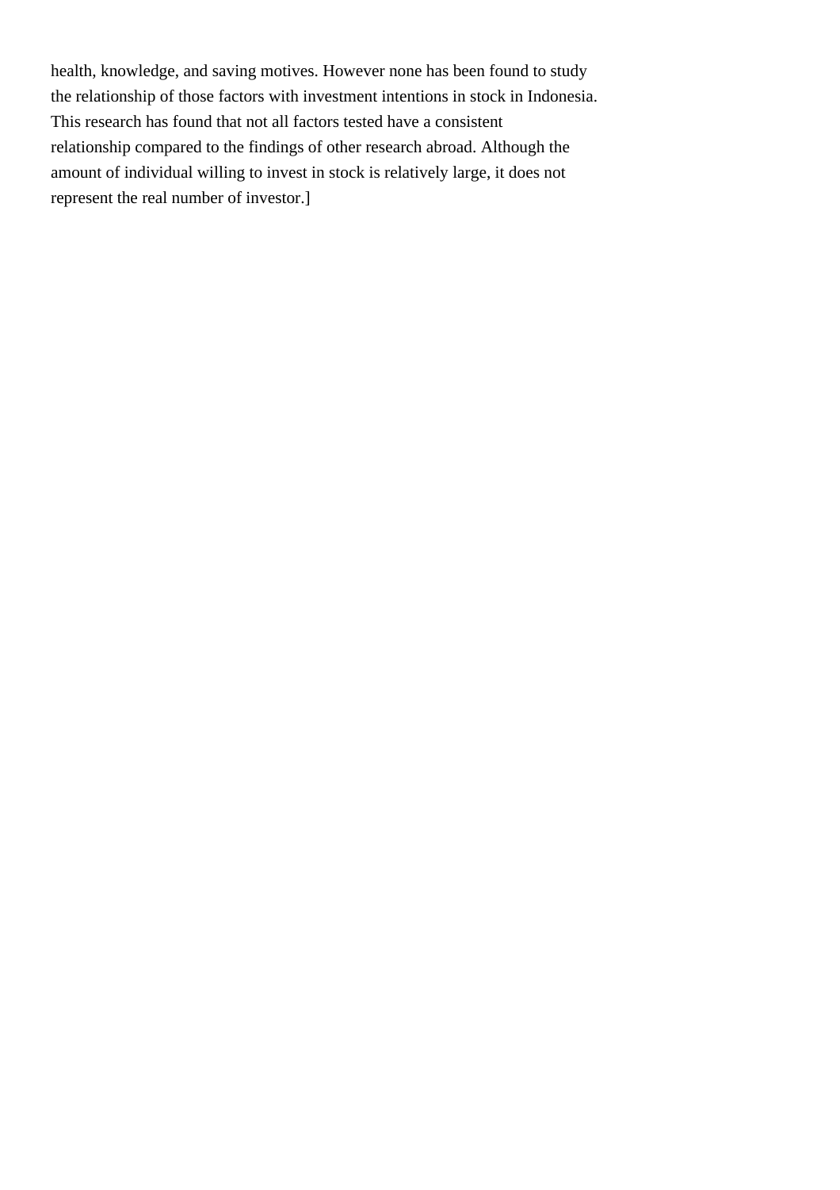health, knowledge, and saving motives. However none has been found to study the relationship of those factors with investment intentions in stock in Indonesia. This research has found that not all factors tested have a consistent relationship compared to the findings of other research abroad. Although the amount of individual willing to invest in stock is relatively large, it does not represent the real number of investor.]